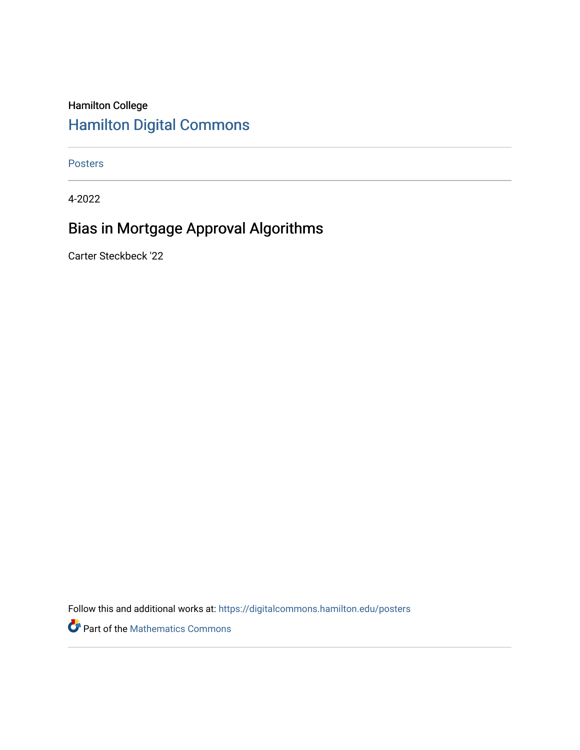Hamilton College

# Hamilton Digital Commons

Posters

4-2022

## Bias in Mortgage Approval Algorithms

Carter Steckbeck '22

Follow this and additional works at: https://digitalcommons.hamilton.edu/posters

Part of the Mathematics Commons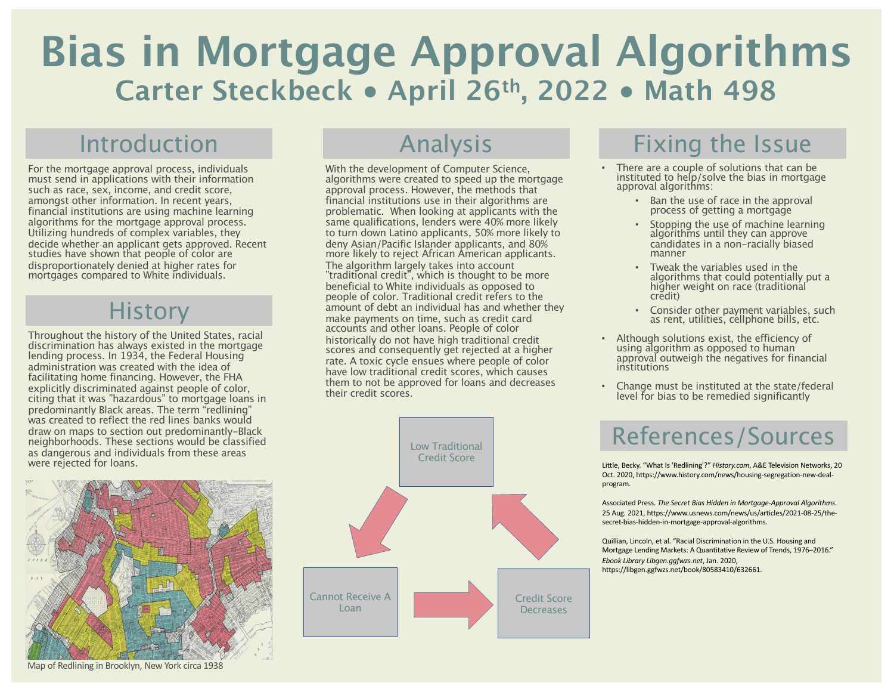# Bias in Mortgage Approval Algorithms

## Carter Steckbeck • April 26th, 2022 • Math 498

## Introduction

For the mortgage approval process, individuals must send in applications with their information such as race, sex, income, and credit score, amongst other information. In recent years, financial institutions are using machine learning algorithms for the mortgage approval process. Utilizing hundreds of complex variables, they decide whether an applicant gets approved. Recent studies have shown that people of color are disproportionately denied at higher rates for mortgages compared to White individuals.

## History

Throughout the history of the United States, racial discrimination has always existed in the mortgage lending process. In 1934, the Federal Housing administration was created with the idea of facilitating home financing. However, the FHA explicitly discriminated against people of color, citing that it was "hazardous" to mortgage loans in predominantly Black areas. The term "redlining" was created to reflect the red lines banks would draw on maps to section out predominantly-Black neighborhoods. These sections would be classified as dangerous and individuals from these areas were rejected for loans.

Map of Redlining in Brooklyn, New York circa 1938

## Analysis

With the development of Computer Science, algorithms were created to speed up the mortgage approval process. However, the methods that financial institutions use in their algorithms are problematic. When looking at applicants with the same qualifications, lenders were 40% more likely to turn down Latino applicants, 50% more likely to deny Asian/Pacific Islander applicants, and 80% more likely to reject African American applicants. The algorithm largely takes into account "traditional credit", which is thought to be more beneficial to White individuals as opposed to people of color. Traditional credit refers to the amount of debt an individual has and whether they make payments on time, such as credit card accounts and other loans. People of color historically do not have high traditional credit scores and consequently get rejected at a higher rate. A toxic cycle ensues where people of color have low traditional credit scores, which causes them to not be approved for loans and decreases their credit scores.

Low Traditional Credit Score

Cannot Receive A Loan

Credit Score Decreases

## Fixing the Issue

- There are a couple of solutions that can be instituted to help/solve the bias in mortgage approval algorithms:
  - Ban the use of race in the approval process of getting a mortgage
  - Stopping the use of machine learning algorithms until they can approve candidates in a non-racially biased manner
  - Tweak the variables used in the algorithms that could potentially put a higher weight on race (traditional credit)
  - Consider other payment variables, such as rent, utilities, cellphone bills, etc.
- Although solutions exist, the efficiency of using algorithm as opposed to human approval outweigh the negatives for financial institutions
- Change must be instituted at the state/federal level for bias to be remedied significantly

## References/Sources

Little, Becky. "What Is 'Redlining'?" *History.com*, A&E Television Networks, 20 Oct. 2020, https://www.history.com/news/housing-segregation-new-deal-program.

Associated Press. *The Secret Bias Hidden in Mortgage-Approval Algorithms*. 25 Aug. 2021, https://www.usnews.com/news/us/articles/2021-08-25/the-secret-bias-hidden-in-mortgage-approval-algorithms.

Quillian, Lincoln, et al. "Racial Discrimination in the U.S. Housing and Mortgage Lending Markets: A Quantitative Review of Trends, 1976–2016." *Ebook Library Libgen.ggfwzs.net*, Jan. 2020, https://libgen.ggfwzs.net/book/80583410/632661.